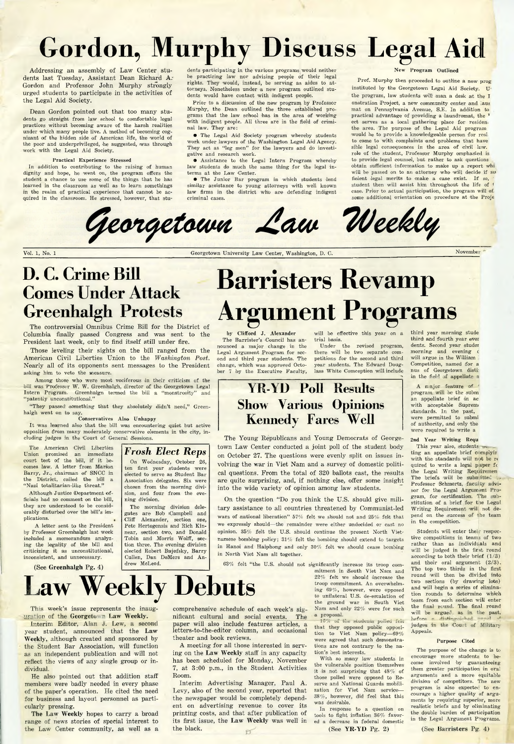# Gordon, Murphy Discuss Legal Aid

Addressing an assembly of Law Center students last Tuesday, Assistant Dean Richard A. Gordon and Professor John Murphy strongly urged students to participate in the activities of the Legal Aid Society.

Dean Gordon pointed out that too many students go straight from law school to comfortable legal practices without becoming aware of the harsh realities under which many people live. A method of becoming cognizant of the hidden side of American life, the world of the poor and underprivileged, he suggested, was through work with the Legal Aid Society.

### Practical Experience Stressed

In addition to contributing to the raising of human dignity and hope, he went on, the program offers the student a chance to use some of the things that he has learned in the classroom as well as to learn somethings in the realm of practical experience that cannot be acquired in the classroom. He stressed, however, that students participating in the various programs would neither be practicing law nor advising people of their legal rights. They would, instead, be serving as aides to attorneys. Nonetheless under a new program outlined students would have contact with indigent people.

Prior to a discussion of the new program by Professor Murphy, the Dean outlined the three established programs that the law school has in the area of working with indigent people. All three are in the field of criminal law. They are:

- The Legal Aid Society program whereby students work under lawyers of the Washington Legal Aid Agency. They act as "leg men" for the lawyers and do investigative and research work.
- Assistance to the Legal Intern Program whereby law students do much the same thing for the legal interns at the Law Center.
- The Junior Bar program in which students lend similar assistance to young attorneys with well known law firms in the district who are defending indigent criminal cases.

### New Program Outlined

Prof. Murphy then proceeded to outline a new prog[ram] instituted by the Georgetown Legal Aid Society. U[nder] the program, law students will man a desk at the I[...]onstration Project, a new community center and laun[dro]mat on Pennsylvania Avenue, S.E. In addition to practical advantage of providing a laundromat, the [proj]ect serves as a local gathering place for residen[ts of] the area. The purpose of the Legal Aid program would be to provide a knowledgeable person for resi[dents] to come to with complaints and problems that have [pos]sible legal consequences in the area of civil law. [The] role of the student, Professor Murphy emphasized is [not] to provide legal counsel, but rather to ask questions [to] obtain sufficient information to make up a report whi[ch] will be passed on to an attorney who will decide if su[f]ficient legal merits to make a case exist. If so, [the] student then will assist him throughout the life of [the] case. Prior to actual participation, the program will of[fer] some additional orientation on procedure at the Proje[ct].

# Georgetown Law Weekly

Vol. 1, No. 1 — Georgetown University Law Center, Washington, D. C. — November [...]

## D. C. Crime Bill Comes Under Attack Greenhalgh Protests

The controversial Omnibus Crime Bill for the District of Columbia finally passed Congress and was sent to the President last week, only to find itself still under fire.

Those leveling their sights on the bill ranged from the American Civil Liberties Union to the *Washington Post*. Nearly all of its opponents sent messages to the President asking him to veto the measure.

Among those who were most vociferous in their criticism of the bill was Professor W. W. Greenhalgh, director of the Georgetown Legal Intern Program. Greenhalgn termed the bill a "monstrosity" and "patently unconstitutional."

"They passed something that they absolutely didn't need," Greenhalgh went on to say.

### Conservatives Also Unhappy

It was learned also that the bill was encountering quiet but active opposition from many moderately conservative elements in the city, including judges in the Court of General Sessions.

The American Civil Liberties Union promised an immediate court test of the bill, if it becomes law. A letter from Marion Barry, Jr., chairman of SNCC in the District, called the bill a "Nazi totalitarian-like threat."

Although Justice Department officials had no comment on the bill, they are understood to be considerably disturbed over the bill's implications.

A letter sent to the President by Professor Greenhalgh last week included a memorandum analyzing the legality of the bill and criticizing it as unconstitutional, inconsistent, and unnecessary.

(See **Greenhalgh** Pg. 4)

## Frosh Elect Reps

On Wednesday, October 26, ten first year students were elected to serve as Student Bar Association delegates. Six were chosen from the morning division, and four from the evening division.

The morning division delegates are Bob Campbell and Cliff Alexander, section one, Pete Hertogensis and Rich Kinnear, section two, and Donald Tobin and Morris Wolff, section three. The evening division elected Robert Bajefsky, Barry Cullen, Dan DeMers and Andrew McLeod.

# Barristers Revamp Argument Programs

by **Clifford J. Alexander**

The Barrister's Council has announced a major change in the Legal Argument Program for second and third year students. The change, which was approved October 7 by the Executive Faculty, will be effective this year on a trial basis.

Under the revised program, there will be two separate competitions for the second and third year students. The Edward Douglass White Comception will include third year morning stude[nts,] third and fourth year eve[ning stu]dents. Second year stude[nts,] morning and evening [...] will argue in the William [...] Competition, named for a [alum]nus of Georgetown disti[nguished] in the field of appellate a[dvocacy].

A major feature of [the] program will be the subm[ission of] an appellate brief in ac[cordance] with acceptable Suprem[e Court] standards. In the past, [students] were permitted to submi[t ...] of authority, and only the [...] were required to write a [...]

### 2nd Year Writing Requ[irement]

This year also, students [submit]ting an appellate brief complyi[ng] with the standards will not be re[quired] to write a legal paper f[or] the Legal Writing Requiremen[t]. The briefs will be submitted [to] Professor Schmertz, faculty advisor for the Legal Argument Program, for certification. The substitution of a brief for the Legal Writing Requirement will not depend on the success of the team in the competition.

Students will enter their respective competitions in teams of two rather than as individuals and will be judged in the first round according to both their brief (1/3) and their oral argument (2/3). The top two thirds in the first round will then be divided into two sections (by drawing lots) and will begin a series of elimination rounds to determine which team from each section will enter the final round. The final round will be argued, as in the past, before a distinguished panel of judges in the Court of Military Appeals.

### Purpose Cited

The purpose of the change is to encourage more students to become involved by guaranteeing them greater participation in oral arguments and a more equitable division of competitors. The new program is also expected to encourage a higher quality of arguments by requiring superior, more realistic briefs and by eliminating the double burden of participation in the Legal Argument Programs.

(See **Barristers** Pg. 4)

## YR-YD Poll Results Show Various Opinions Kennedy Fares Well

The Young Republicans and Young Democrats of Georgetown Law Center conducted a joint poll of the student body on October 27. The questions were evenly split on issues involving the war in Viet Nam and a survey of domestic political questions. From the total of 320 ballots cast, the results are quite surprising, and, if nothing else, offer some insight into the wide variety of opinion among law students.

On the question "Do you think the U.S. should give military assistance to all countries threatened by Communist-led wars of national liberation" 57% felt we should not and 25% felt that we expressly should—the remainder were either undecided or cast no opinion. 35% felt the U.S. should continue the present North Vietnamese bombing policy; 31% felt the bombing should extend to targets in Hanoi and Haiphong and only 30% felt we should cease bombing in North Viet Nam all together.

63% felt "the U.S. should not significantly increase its troop commitment in South Viet Nam and 22% felt we should increase the troop commitment. An overwhelming 69%, however, were opposed to unilateral U.S. de-escalation of the ground war in South Viet Nam and only 22% were for such a proposal.

16% of the students polled felt that they opposed public opposition to Viet Nam policy—69% were agreed that such demonstrations are not contrary to the nation's best interests.

With so many law students in the vulnerable position themselves it is not surprising that 48% of those polled were opposed to Reserve and National Guards mobilization for Viet Nam service—38%, however, did feel that this was desirable.

In response to a question on tools to fight inflation 36% favored a decrease in federal domestic

(See **YR-YD** Pg. 2)

# Law Weekly Debuts

This week's issue represents the inauguration of the **Georgetown Law Weekly.**

Interim Editor, Alan J. Lew, a second year student, announced that the **Law Weekly**, although created and sponsored by the Student Bar Association, will function as an independent publication and will not reflect the views of any single group or individual.

He also pointed out that addition staff members were badly needed in every phase of the paper's operation. He cited the need for business and layout personnel as particularly pressing.

The **Law Weekly** hopes to carry a broad range of news stories of special interest to the Law Center community, as well as a comprehensive schedule of each week's significant cultural and social events. The paper will also include features articles, a letters-to-the-editor column, and occasional theater and book reviews.

A meeting for all those interested in serving on the **Law Weekly** staff in any capacity has been scheduled for Monday, November 7, at 3:00 p.m., in the Student Activities Room.

Interim Advertising Manager, Paul A. Levy, also of the second year, reported that the newspaper would be completely dependent on advertising revenue to cover its printing costs, and that after publication of its first issue, the **Law Weekly** was well in the black.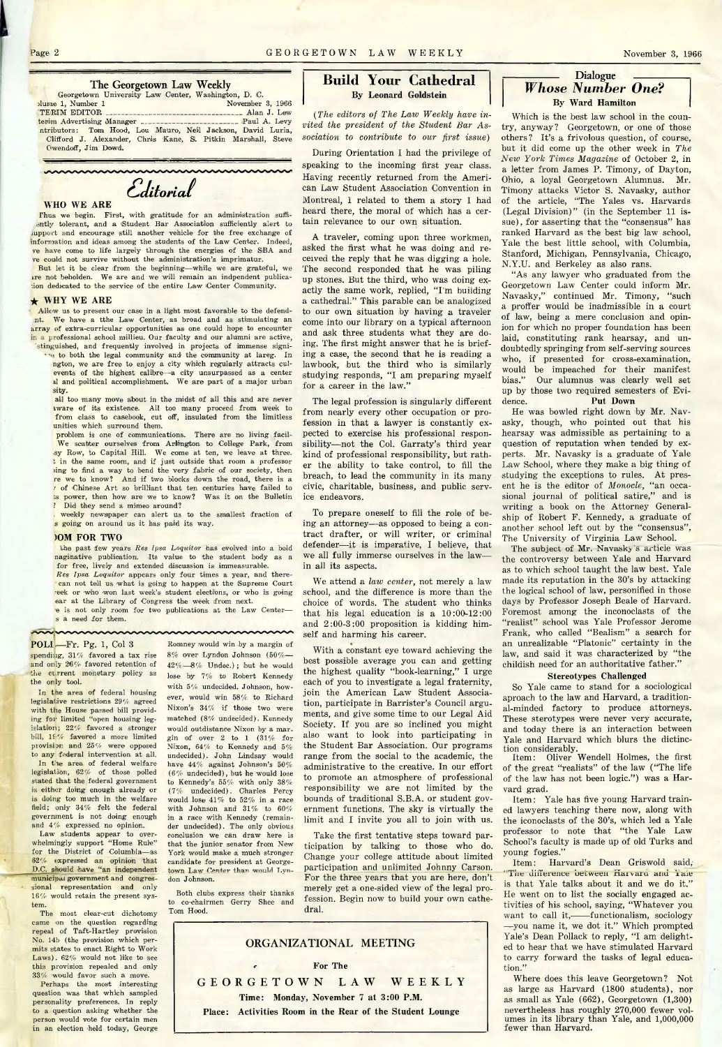## The Georgetown Law Weekly

Georgetown University Law Center, Washington, D. C.

olume 1, Number 1 — November 3, 1966

TERIM EDITOR — Alan J. Lew

terim Advertising Manager — Paul A. Levy

ntributors: Tom Hood, Lou Mauro, Neil Jackson, David Luria, Clifford J. Alexander, Chris Kane, S. Pitkin Marshall, Steve Owendoff, Jim Dowd.

# Editorial

### WHO WE ARE

Thus we begin. First, with gratitude for an administration sufficiently tolerant, and a Student Bar Association sufficiently alert to support and encourage still another vehicle for the free exchange of information and ideas among the students of the Law Center. Indeed, we have come to life largely through the energies of the SBA and we could not survive without the administration's imprimatur.

But let it be clear from the beginning—while we are grateful, we are not beholden. We are and we will remain an indpendent publication dedicated to the service of the entire Law Center Community.

### ★ WHY WE ARE

Allow us to present our case in a light most favorable to the defendant. We have a tthe Law Center, as broad and as stimulating an array of extra-curricular opportunities as one could hope to encounter in a professional school millieu. Our faculty and our alumni are active, distinguished, and frequently involved in projects of immense significance to both the legal community and the community at lareg. In Washington, we are free to enjoy a city which regularly attracts cultural events of the highest calibre—a city unsurpassed as a center of legal and political accomplishment. We are part of a major urban university.

But all too many move about in the midst of all this and are never aware of its existence. All too many proceed from week to week, from class to casebook, cut off, insulated from the limitless opportunities which surround them.

The problem is one of communications. There are no living facilities. We scatter ourselves from Arlington to College Park, from Embassy Row, to Capitol Hill. We come at ten, we leave at three. ... in the same room, and if just outside that room a professor ...ing to find a way to bend the very fabric of our society, then ...re we to know? And if two blocks down the road, there is a ... of Chinese Art so brilliant that ten centuries have failed to ...s power, then how are we to know? Was it on the Bulletin ... Did they send a mimeo around?

... weekly newspaper can alert us to the smallest fraction of ...s going on around us it has paid its way.

### ROOM FOR TWO

...the past few years *Res Ipsa Loquitor* has evolved into a bold ...naginative publication. Its value to the student body as a ...for free, lively and extended discussion is immeasurable. *Res Ipsa Loquitor* appears only four times a year, and therefore can not tell us what is going to happen at the Supreme Court ...eek or who won last week's student elections, or who is going ...ear at the Library of Congress the week from next.

...e is not only room for two publications at the Law Center—...s a need for them.

---

**POLL**—Fr. Pg. 1, Col 3

spending, 31% favored a tax rise and only 26% favored retention of the current monetary policy as the only tool.

In the area of federal housing legislative restrictions 29% agreed with the House passed bill providing for limited "open housing legislation; 22% favored a stronger bill, 19% favored a more limited provision and 25% were opposed to any federal intervention at all.

In the area of federal welfare legislation, 62% of those polled stated that the federal government is either doing enough already or is doing too much in the welfare field; only 34% felt the federal government is not doing enough and 4% expressed no opinion.

Law students appear to overwhelmingly support "Home Rule" for the District of Columbia—as 82% expressed an opinion that D.C. should have "an independent municipal government and congressional representation and only 16% would retain the present system.

The most clear-cut dichotomy came on the question regarding repeal of Taft-Hartley provision No. 14b (the provision which permits states to enact Right to Work Laws). 62% would not like to see this provision repealed and only 33% would favor such a move.

Perhaps the most interesting question was that which sampled personality preferences. In reply to a question asking whether the person would vote for certain men in an election held today, George Romney would win by a margin of 8% over Lyndon Johnson (50%—42%—8% Undec.); but he would lose by 7% to Robert Kennedy with 5% undecided. Johnson, however, would win 58% to Richard Nixon's 34% if those two were matched (8% undecided). Kennedy would outdistance Nixon by a margin of over 2 to 1 (31% for Nixon, 64% to Kennedy and 5% undecided). John Lindsay would have 44% against Johnson's 50% (6% undecided), but he would lose to Kennedy's 55% with only 38% (7% undecided). Charles Percy would lose 41% to 52% in a race with Johnson and 31% to 60% in a race with Kennedy (remainder undecided). The only obvious conclusion we can draw here is that the junior senator from New York would make a much stronger candidate for president at Georgetown Law Center than would Lyndon Johnson.

Both clubs express their thanks to co-chairmen Gerry Shee and Tom Hood.

---

# Build Your Cathedral

**By Leonard Goldstein**

*(The editors of The Law Weekly have invited the president of the Student Bar Association to contribute to our first issue)*

During Orientation I had the privilege of speaking to the incoming first year class. Having recently returned from the American Law Student Association Convention in Montreal, I related to them a story I had heard there, the moral of which has a certain relevance to our own situation.

A traveler, coming upon three workmen, asked the first what he was doing and received the reply that he was digging a hole. The second responded that he was piling up stones. But the third, who was doing exactly the same work, replied, "I'm building a cathedral." This parable can be analogized to our own situation by having a traveler come into our library on a typical afternoon and ask three students what they are doing. The first might answer that he is briefing a case, the second that he is reading a lawbook, but the third who is similarly studying responds, "I am preparing myself for a career in the law."

The legal profession is singularly different from nearly every other occupation or profession in that a lawyer is constantly expected to exercise his professional responsibility—not the Col. Garraty's third year kind of professional responsibility, but rather the ability to take control, to fill the breach, to lead the community in its many civic, charitable, business, and public service endeavors.

To prepare oneself to fill the role of being an attorney—as opposed to being a contract drafter, or will writer, or criminal defender—it is imperative, I believe, that we all fully immerse ourselves in the law—in all its aspects.

We attend a *law center*, not merely a law school, and the difference is more than the choice of words. The student who thinks that his legal education is a 10:00-12:00 and 2:00-3:00 proposition is kidding himself and harming his career.

With a constant eye toward achieving the best possible average you can and getting the highest quality "book-learning," I urge each of you to investigate a legal fraternity, join the American Law Student Association, participate in Barrister's Council arguments, and give some time to our Legal Aid Society. If you are so inclined you might also want to look into participating in the Student Bar Association. Our programs range from the social to the academic, the administrative to the creative. In our effort to promote an atmosphere of professional responsibility we are not limited by the bounds of traditional S.B.A. or student government functions. The sky is virtually the limit and I invite you all to join with us.

Take the first tentative steps toward participation by talking to those who do. Change your college attitude about limited participation and unlimited Johnny Carson. For the three years that you are here, don't merely get a one-sided view of the legal profession. Begin now to build your own cathedral.

---

**ORGANIZATIONAL MEETING**

For The

**GEORGETOWN LAW WEEKLY**

**Time: Monday, November 7 at 3:00 P.M.**

**Place: Activities Room in the Rear of the Student Lounge**

---

Dialogue

# *Whose Number One?*

**By Ward Hamilton**

Which is the best law school in the country, anyway? Georgetown, or one of those others? It's a frivolous question, of course, but it did come up the other week in *The New York Times Magazine* of October 2, in a letter from James P. Timony, of Dayton, Ohio, a loyal Georgetown Alumnus. Mr. Timony attacks Victor S. Navasky, author of the article, "The Yales vs. Harvards (Legal Division)" (in the September 11 issue), for asserting that the "consensus" has ranked Harvard as the best big law school, Yale the best little school, with Columbia, Stanford, Michigan, Pennsylvania, Chicago, N.Y.U. and Berkeley as also rans.

"As any lawyer who graduated from the Georgetown Law Center could inform Mr. Navasky," continued Mr. Timony, "such a proffer would be inadmissible in a court of law, being a mere conclusion and opinion for which no proper foundation has been laid, constituting rank hearsay, and undoubtedly springing from self-serving sources who, if presented for cross-examination, would be impeached for their manifest bias." Our alumnus was clearly well set up by those two required semesters of Evidence.

### Put Down

He was bowled right down by Mr. Navasky, though, who pointed out that his hearsay was admissible as pertaining to a question of reputation when tended by experts. Mr. Navasky is a graduate of Yale Law School, where they make a big thing of studying the exceptions to rules. At present he is the editor of *Monocle*, "an occasional journal of political satire," and is writing a book on the Attorney Generalship of Robert F. Kennedy, a graduate of another school left out by the "consensus", The University of Virginia Law School.

The subject of Mr. Navasky's article was the controversy between Yale and Harvard as to which school taught the law best. Yale made its reputation in the 30's by attacking the logical school of law, personified in those days by Professor Joseph Beale of Harvard. Foremost among the iconoclasts of the "realist" school was Yale Professor Jerome Frank, who called "Bealism" a search for an unrealizable "Platonic" certainty in the law, and said it was characterized by "the childish need for an authoritative father."

### Stereotypes Challenged

So Yale came to stand for a sociological aproach to the law and Harvard, a traditional-minded factory to produce attorneys. These sterotypes were never very accurate, and today there is an interaction between Yale and Harvard which blurs the distinction considerably.

Item: Oliver Wendell Holmes, the first of the great "realists" of the law ("The life of the law has not been logic.") was a Harvard grad.

Item: Yale has five young Harvard trained lawyers teaching there now, along with the iconoclasts of the 30's, which led a Yale professor to note that "the Yale Law School's faculty is made up of old Turks and young fogies."

Item: Harvard's Dean Griswold said, "The difference between Harvard and Yale is that Yale talks about it and we do it." He went on to list the socially engaged activities of his school, saying, "Whatever you want to call it,——functionalism, sociology—you name it, we do it." Which prompted Yale's Dean Pollack to reply, "I am delighted to hear that we have stimulated Harvard to carry forward the tasks of legal education."

Where does this leave Georgetown? Not as large as Harvard (1800 students), nor as small as Yale (662), Georgetown (1,300) nevertheless has roughly 270,000 fewer volumes in its library than Yale, and 1,000,000 fewer than Harvard.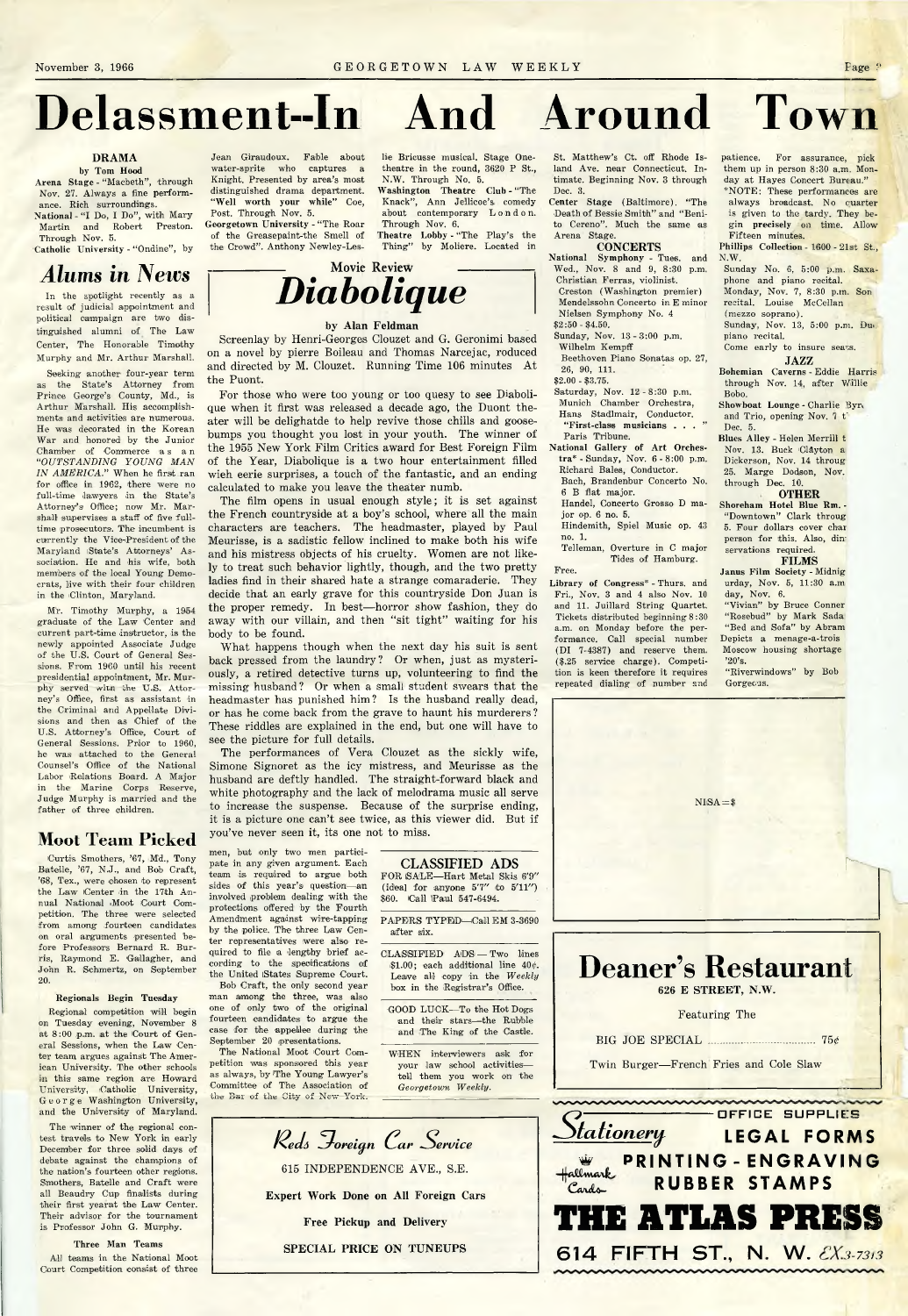# Delassment--In And Around Town

## DRAMA

by Tom Hood

Arena Stage - "Macbeth", through Nov. 27. Always a fine performance. Rich surroundings.

National - "I Do, I Do", with Mary Martin and Robert Preston. Through Nov. 5.

Catholic University - "Ondine", by Jean Giraudoux. Fable about water-sprite who captures a Knight. Presented by area's most distinguished drama department. "Well worth your while" Coe, Post. Through Nov. 5.

Georgetown University - "The Roar of the Greasepaint-the Smell of the Crowd". Anthony Newley-Leslie Bricusse musical. Stage One-theatre in the round, 3620 P St., N.W. Through No. 5.

Washington Theatre Club - "The Knack", Ann Jellicoe's comedy about contemporary London. Through Nov. 6.

Theatre Lobby - "The Play's the Thing" by Moliere. Located in St. Matthew's Ct. off Rhode Island Ave. near Connecticut. Intimate. Beginning Nov. 3 through Dec. 3.

Center Stage (Baltimore). "The Death of Bessie Smith" and "Benito Cereno". Much the same as Arena Stage.

## CONCERTS

National Symphony - Tues. and Wed., Nov. 8 and 9, 8:30 p.m. Christian Ferras, violinist. Creston (Washington premier) Mendelssohn Concerto in E minor Nielsen Symphony No. 4 $2.50 - $4.50.

Sunday, Nov. 13 - 3:00 p.m. Wilhelm Kempff Beethoven Piano Sonatas op. 27, 26, 90, 111. $2.00 - $3.75.

Saturday, Nov. 12 - 8:30 p.m. Munich Chamber Orchestra, Hans Stadlmair, Conductor. "First-class musicians . . . " Paris Tribune.

National Gallery of Art Orchestra* - Sunday, Nov. 6 - 8:00 p.m. Richard Bales, Conductor. Bach, Brandenbur Concerto No. 6 B flat major. Handel, Concerto Grosso D major op. 6 no. 5. Hindemith, Spiel Music op. 43 no. 1. Telleman, Overture in C major Tides of Hamburg. Free.

Library of Congress* - Thurs. and Fri., Nov. 3 and 4 also Nov. 10 and 11. Juillard String Quartet. Tickets distributed beginning 8:30 a.m. on Monday before the performance. Call special number (DI 7-4387) and reserve them. ($.25 service charge). Competition is keen therefore it requires repeated dialing of number and patience. For assurance, pick them up in person 8:30 a.m. Monday at Hayes Concert Bureau."

*NOTE: These performances are always broadcast. No quarter is given to the tardy. They begin precisely on time. Allow Fifteen minutes.

Phillips Collection - 1600 - 21st St., N.W.

Sunday No. 6, 5:00 p.m. Saxaphone and piano recital.
Monday, Nov. 7, 8:30 p.m. Son recital. Louise McCellan (mezzo soprano).
Sunday, Nov. 13, 5:00 p.m. Du piano recital.
Come early to insure seats.

## JAZZ

Bohemian Caverns - Eddie Harris through Nov. 14, after Willie Bobo.

Showboat Lounge - Charlie Byr and Trio, opening Nov. 7 t Dec. 5.

Blues Alley - Helen Merrill t Nov. 13. Buck Clayton a Dickerson, Nov. 14 throug 25. Marge Dodson, Nov. through Dec. 10.

## OTHER

Shoreham Hotel Blue Rm. - "Downtown" Clark throug 5. Four dollars cover char person for this. Also, din servations required.

## FILMS

Janus Film Society - Midnig urday, Nov. 5, 11:30 a.m day, Nov. 6.
"Vivian" by Bruce Conner
"Rosebud" by Mark Sada
"Bed and Sofa" by Abram Depicts a menage-a-trois Moscow housing shortage '20's.
"Riverwindows" by Bob Gorgecus.

NISA=$

# Alums in News

In the spotlight recently as a result of judicial appointment and political campaign are two distinguished alumni of The Law Center, The Honorable Timothy Murphy and Mr. Arthur Marshall.

Seeking another four-year term as the State's Attorney from Prince George's County, Md., is Arthur Marshall. His accomplishments and activities are numerous. He was decorated in the Korean War and honored by the Junior Chamber of Commerce as an *"OUTSTANDING YOUNG MAN IN AMERICA."* When he first ran for office in 1962, there were no full-time lawyers in the State's Attorney's Office; now Mr. Marshall supervises a staff of five full-time prosecutors. The incumbent is currently the Vice-President of the Maryland State's Attorneys' Association. He and his wife, both members of the local Young Democrats, live with their four children in the Clinton, Maryland.

Mr. Timothy Murphy, a 1954 graduate of the Law Center and current part-time instructor, is the newly appointed Associate Judge of the U.S. Court of General Sessions. From 1960 until his recent presidential appointment, Mr. Murphy served with the U.S. Attorney's Office, first as assistant in the Criminal and Appellate Divisions and then as Chief of the U.S. Attorney's Office, Court of General Sessions. Prior to 1960, he was attached to the General Counsel's Office of the National Labor Relations Board. A Major in the Marine Corps Reserve, Judge Murphy is married and the father of three children.

# Moot Team Picked

Curtis Smothers, '67, Md., Tony Batelle, '67, N.J., and Bob Craft, '68, Tex., were chosen to represent the Law Center in the 17th Annual National Moot Court Competition. The three were selected from among fourteen candidates on oral arguments presented before Professors Bernard R. Burris, Raymond E. Gallagher, and John R. Schmertz, on September 20.

### Regionals Begin Tuesday

Regional competition will begin on Tuesday evening, November 8 at 8:00 p.m. at the Court of General Sessions, when the Law Center team argues against The American University. The other schools in this same region are Howard University, Catholic University, George Washington University, and the University of Maryland.

The winner of the regional contest travels to New York in early December for three solid days of debate against the champions of the nation's fourteen other regions. Smothers, Batelle and Craft were all Beaudry Cup finalists during their first yearat the Law Center. Their advisor for the tournament is Professor John G. Murphy.

### Three Man Teams

All teams in the National Moot Court Competition consist of three men, but only two men participate in any given argument. Each team is required to argue both sides of this year's question—an involved problem dealing with the protections offered by the Fourth Amendment against wire-tapping by the police. The three Law Center representatives were also required to file a lengthy brief according to the specifications of the United States Supreme Court.

Bob Craft, the only second year man among the three, was also one of only two of the original fourteen candidates to argue the case for the appellee during the September 20 presentations.

The National Moot Court Competition was sponsored this year as always, by The Young Lawyer's Committee of The Association of the Bar of the City of New York.

Movie Review

# *Diabolique*

by Alan Feldman

Screenplay by Henri-Georges Clouzet and G. Geronimi based on a novel by pierre Boileau and Thomas Narcejac, roduced and directed by M. Clouzet. Running Time 106 minutes At the Puont.

For those who were too young or too quesy to see Diabolique when it first was released a decade ago, the Duont theater will be delighatde to help revive those chills and goosebumps you thought you lost in your youth. The winner of the 1955 New York Film Critics award for Best Foreign Film of the Year, Diabolique is a two hour entertainment filled wieh eerie surprises, a touch of the fantastic, and an ending calculated to make you leave the theater numb.

The film opens in usual enough style; it is set against the French countryside at a boy's school, where all the main characters are teachers. The headmaster, played by Paul Meurisse, is a sadistic fellow inclined to make both his wife and his mistress objects of his cruelty. Women are not likely to treat such behavior lightly, though, and the two pretty ladies find in their shared hate a strange comaraderie. They decide that an early grave for this countryside Don Juan is the proper remedy. In best—horror show fashion, they do away with our villain, and then "sit tight" waiting for his body to be found.

What happens though when the next day his suit is sent back pressed from the laundry? Or when, just as mysteriously, a retired detective turns up, volunteering to find the missing husband? Or when a small student swears that the headmaster has punished him? Is the husband really dead, or has he come back from the grave to haunt his murderers? These riddles are explained in the end, but one will have to see the picture for full details.

The performances of Vera Clouzet as the sickly wife, Simone Signoret as the icy mistress, and Meurisse as the husband are deftly handled. The straight-forward black and white photography and the lack of melodrama music all serve to increase the suspense. Because of the surprise ending, it is a picture one can't see twice, as this viewer did. But if you've never seen it, its one not to miss.

## CLASSIFIED ADS

FOR SALE—Hart Metal Skis 6'9" (ideal for anyone 5'7" to 5'11") $60. Call Paul 547-6494.

PAPERS TYPED—Call EM 3-3690 after six.

CLASSIFIED ADS — Two lines $1.00; each additional line 40¢. Leave all copy in the *Weekly* box in the Registrar's Office.

GOOD LUCK—To the Hot Dogs and their stars—the Rubble and The King of the Castle.

WHEN interviewers ask for your law school activities—tell them you work on the *Georgetown Weekly.*

---

*Reds Foreign Car Service*

615 INDEPENDENCE AVE., S.E.

Expert Work Done on All Foreign Cars

Free Pickup and Delivery

SPECIAL PRICE ON TUNEUPS

---

## Deaner's Restaurant

626 E STREET, N.W.

Featuring The

BIG JOE SPECIAL .................. 75¢

Twin Burger—French Fries and Cole Slaw

---

OFFICE SUPPLIES

*Stationery* LEGAL FORMS

Hallmark Cards PRINTING - ENGRAVING RUBBER STAMPS

## THE ATLAS PRESS

614 FIFTH ST., N. W. EX 3-7313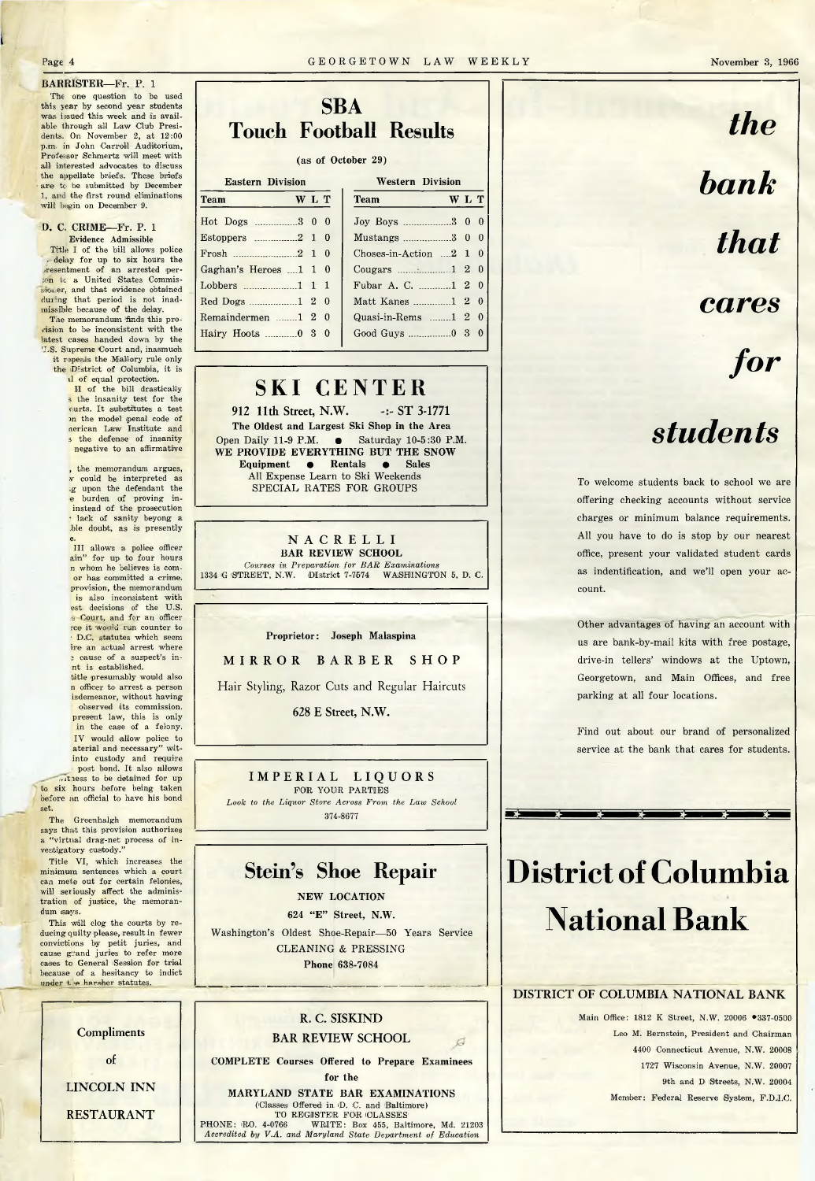**BARRISTER—Fr. P. 1**

The one question to be used this year by second year students was issued this week and is available through all Law Club Presidents. On November 2, at 12:00 p.m. in John Carroll Auditorium, Professor Schmertz will meet with all interested advocates to discuss the appellate briefs. These briefs are to be submitted by December 1, and the first round eliminations will begin on December 9.

**D. C. CRIME—Fr. P. 1**

**Evidence Admissible**

Title I of the bill allows police delay for up to six hours the presentment of an arrested person to a United States Commissioner, and that evidence obtained during that period is not inadmissible because of the delay.

The memorandum finds this provision to be inconsistent with the latest cases handed down by the U.S. Supreme Court and, inasmuch as it repeals the Mallory rule only in the District of Columbia, it is ...l of equal protection.

... II of the bill drastically ...s the insanity test for the ...courts. It substitutes a test ...on the model penal code of ...merican Law Institute and ...s the defense of insanity ...negative to an affirmative ...

..., the memorandum argues, ...w could be interpreted as ...g upon the defendant the ...e burden of proving in... instead of the prosecution ... lack of sanity beyong a ...ble doubt, as is presently ...e.

... III allows a police officer ...ain" for up to four hours ...n whom he believes is com... or has committed a crime. ... provision, the memorandum ... is also inconsistent with ...est decisions of the U.S. ...e Court, and for an officer ...rce it would run counter to ... D.C. statutes which seem ...ire an actual arrest where ...e cause of a suspect's in...nt is established.

... title presumably would also ...n officer to arrest a person ...isdemeanor, without having ... observed its commission. ... present law, this is only ... in the case of a felony.

... IV would allow police to ...aterial and necessary" wit... into custody and require ... post bond. It also allows ...itness to be detained for up to six hours before being taken before an official to have his bond set.

The Greenhalgh memorandum says that this provision authorizes a "virtual drag-net process of investigatory custody."

Title VI, which increases the minimum sentences which a court can mete out for certain felonies, will seriously affect the administration of justice, the memorandum says.

This will clog the courts by reducing quilty pleas, result in fewer convictions by petit juries, and cause grand juries to refer more cases to General Session for trial because of a hesitancy to indict under the harsher statutes.

---

**Compliments**

**of**

**LINCOLN INN**

**RESTAURANT**

---

# SBA Touch Football Results

(as of October 29)

| Eastern Division | W | L | T | Western Division | W | L | T |
|---|---|---|---|---|---|---|---|
| Hot Dogs | 3 | 0 | 0 | Joy Boys | 3 | 0 | 0 |
| Estoppers | 2 | 1 | 0 | Mustangs | 3 | 0 | 0 |
| Frosh | 2 | 1 | 0 | Choses-in-Action | 2 | 1 | 0 |
| Gaghan's Heroes | 1 | 1 | 0 | Cougars | 1 | 2 | 0 |
| Lobbers | 1 | 1 | 1 | Fubar A. C. | 1 | 2 | 0 |
| Red Dogs | 1 | 2 | 0 | Matt Kanes | 1 | 2 | 0 |
| Remaindermen | 1 | 2 | 0 | Quasi-in-Rems | 1 | 2 | 0 |
| Hairy Hoots | 0 | 3 | 0 | Good Guys | 0 | 3 | 0 |

---

## SKI CENTER

**912 11th Street, N.W. -:- ST 3-1771**

**The Oldest and Largest Ski Shop in the Area**

**Open Daily 11-9 P.M. ● Saturday 10-5:30 P.M.**

**WE PROVIDE EVERYTHING BUT THE SNOW**

**Equipment ● Rentals ● Sales**

All Expense Learn to Ski Weekends

SPECIAL RATES FOR GROUPS

---

**NACRELLI**

**BAR REVIEW SCHOOL**

*Courses in Preparation for BAR Examinations*

1334 G STREET, N.W. District 7-7574 WASHINGTON 5, D. C.

---

**Proprietor: Joseph Malaspina**

**MIRROR BARBER SHOP**

Hair Styling, Razor Cuts and Regular Haircuts

**628 E Street, N.W.**

---

**IMPERIAL LIQUORS**

FOR YOUR PARTIES

*Look to the Liquor Store Across From the Law School*

374-8677

---

## Stein's Shoe Repair

**NEW LOCATION**

**624 "E" Street, N.W.**

Washington's Oldest Shoe-Repair—50 Years Service

CLEANING & PRESSING

**Phone 638-7084**

---

**R. C. SISKIND**

**BAR REVIEW SCHOOL**

**COMPLETE Courses Offered to Prepare Examinees for the**

**MARYLAND STATE BAR EXAMINATIONS**

(Classes Offered in D. C. and Baltimore)

TO REGISTER FOR CLASSES

PHONE: RO. 4-0766 WRITE: Box 455, Baltimore, Md. 21203

*Accredited by V.A. and Maryland State Department of Education*

---

# *the bank that cares for students*

To welcome students back to school we are offering checking accounts without service charges or minimum balance requirements. All you have to do is stop by our nearest office, present your validated student cards as indentification, and we'll open your account.

Other advantages of having an account with us are bank-by-mail kits with free postage, drive-in tellers' windows at the Uptown, Georgetown, and Main Offices, and free parking at all four locations.

Find out about our brand of personalized service at the bank that cares for students.

# District of Columbia National Bank

**DISTRICT OF COLUMBIA NATIONAL BANK**

Main Office: 1812 K Street, N.W. 20006 •337-0500

Leo M. Bernstein, President and Chairman

4400 Connecticut Avenue, N.W. 20008

1727 Wisconsin Avenue, N.W. 20007

9th and D Streets, N.W. 20004

Member: Federal Reserve System, F.D.I.C.